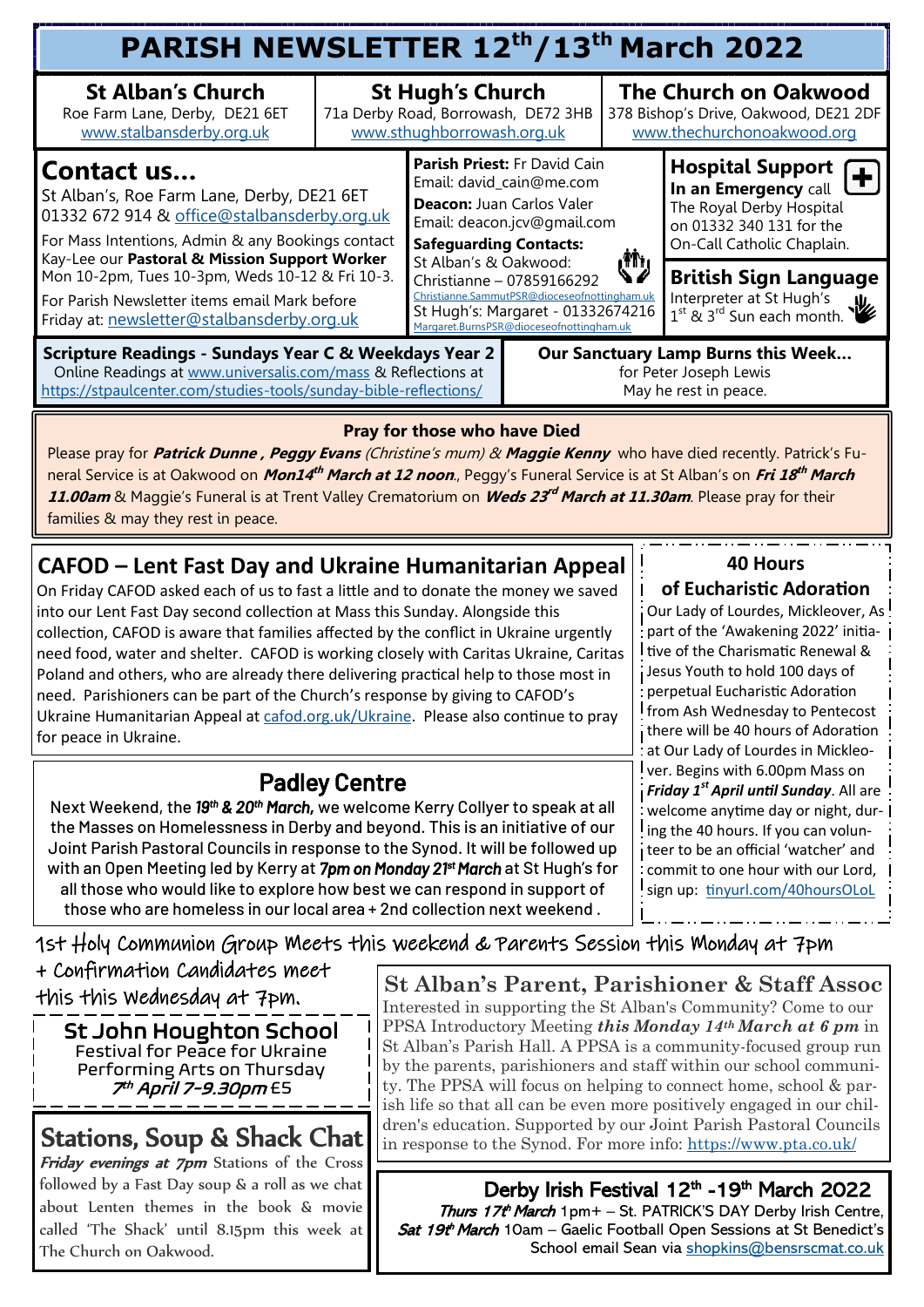# PARISH NEWSLETTER 12th/13th March 2022

**St Alban's Church**
Roe Farm Lane, Derby, DE21 6ET
www.stalbansderby.org.uk

**St Hugh's Church**
71a Derby Road, Borrowash, DE72 3HB
www.sthughborrowash.org.uk

**The Church on Oakwood**
378 Bishop's Drive, Oakwood, DE21 2DF
www.thechurchonoakwood.org

## Contact us...

St Alban's, Roe Farm Lane, Derby, DE21 6ET
01332 672 914 & office@stalbansderby.org.uk

For Mass Intentions, Admin & any Bookings contact Kay-Lee our **Pastoral & Mission Support Worker** Mon 10-2pm, Tues 10-3pm, Weds 10-12 & Fri 10-3.

For Parish Newsletter items email Mark before Friday at: newsletter@stalbansderby.org.uk

**Parish Priest:** Fr David Cain
Email: david_cain@me.com

**Deacon:** Juan Carlos Valer
Email: deacon.jcv@gmail.com

**Safeguarding Contacts:**
St Alban's & Oakwood:
Christianne – 07859166292
Christianne.SammutPSR@dioceseofnottingham.uk
St Hugh's: Margaret - 01332674216
Margaret.BurnsPSR@dioceseofnottingham.uk

### Hospital Support

**In an Emergency** call The Royal Derby Hospital on 01332 340 131 for the On-Call Catholic Chaplain.

### British Sign Language

Interpreter at St Hugh's 1st & 3rd Sun each month.

**Scripture Readings - Sundays Year C & Weekdays Year 2**
Online Readings at www.universalis.com/mass & Reflections at https://stpaulcenter.com/studies-tools/sunday-bible-reflections/

**Our Sanctuary Lamp Burns this Week...**
for Peter Joseph Lewis
May he rest in peace.

### Pray for those who have Died

Please pray for ***Patrick Dunne , Peggy Evans*** *(Christine's mum)* & ***Maggie Kenny*** who have died recently. Patrick's Funeral Service is at Oakwood on ***Mon14th March at 12 noon***., Peggy's Funeral Service is at St Alban's on ***Fri 18th March 11.00am*** & Maggie's Funeral is at Trent Valley Crematorium on ***Weds 23rd March at 11.30am***. Please pray for their families & may they rest in peace.

## CAFOD – Lent Fast Day and Ukraine Humanitarian Appeal

On Friday CAFOD asked each of us to fast a little and to donate the money we saved into our Lent Fast Day second collection at Mass this Sunday. Alongside this collection, CAFOD is aware that families affected by the conflict in Ukraine urgently need food, water and shelter. CAFOD is working closely with Caritas Ukraine, Caritas Poland and others, who are already there delivering practical help to those most in need. Parishioners can be part of the Church's response by giving to CAFOD's Ukraine Humanitarian Appeal at cafod.org.uk/Ukraine. Please also continue to pray for peace in Ukraine.

## Padley Centre

Next Weekend, the ***19th & 20th March,*** we welcome Kerry Collyer to speak at all the Masses on Homelessness in Derby and beyond. This is an initiative of our Joint Parish Pastoral Councils in response to the Synod. It will be followed up with an Open Meeting led by Kerry at ***7pm on Monday 21st March*** at St Hugh's for all those who would like to explore how best we can respond in support of those who are homeless in our local area + 2nd collection next weekend .

## 40 Hours of Eucharistic Adoration

Our Lady of Lourdes, Mickleover, As part of the 'Awakening 2022' initiative of the Charismatic Renewal & Jesus Youth to hold 100 days of perpetual Eucharistic Adoration from Ash Wednesday to Pentecost there will be 40 hours of Adoration at Our Lady of Lourdes in Mickleover. Begins with 6.00pm Mass on ***Friday 1st April until Sunday***. All are welcome anytime day or night, during the 40 hours. If you can volunteer to be an official 'watcher' and commit to one hour with our Lord, sign up: tinyurl.com/40hoursOLoL

1st Holy Communion Group Meets this weekend & Parents Session this Monday at 7pm + Confirmation Candidates meet this this Wednesday at 7pm.

### St John Houghton School

Festival for Peace for Ukraine
Performing Arts on Thursday
***7th April 7-9.30pm*** £5

## Stations, Soup & Shack Chat

***Friday evenings at 7pm*** Stations of the Cross followed by a Fast Day soup & a roll as we chat about Lenten themes in the book & movie called 'The Shack' until 8.15pm this week at The Church on Oakwood.

## St Alban's Parent, Parishioner & Staff Assoc

Interested in supporting the St Alban's Community? Come to our PPSA Introductory Meeting ***this Monday 14th March at 6 pm*** in St Alban's Parish Hall. A PPSA is a community-focused group run by the parents, parishioners and staff within our school community. The PPSA will focus on helping to connect home, school & parish life so that all can be even more positively engaged in our children's education. Supported by our Joint Parish Pastoral Councils in response to the Synod. For more info: https://www.pta.co.uk/

### Derby Irish Festival 12th -19th March 2022

***Thurs 17th March*** 1pm+ – St. PATRICK'S DAY Derby Irish Centre,
***Sat 19th March*** 10am – Gaelic Football Open Sessions at St Benedict's School email Sean via shopkins@bensrscmat.co.uk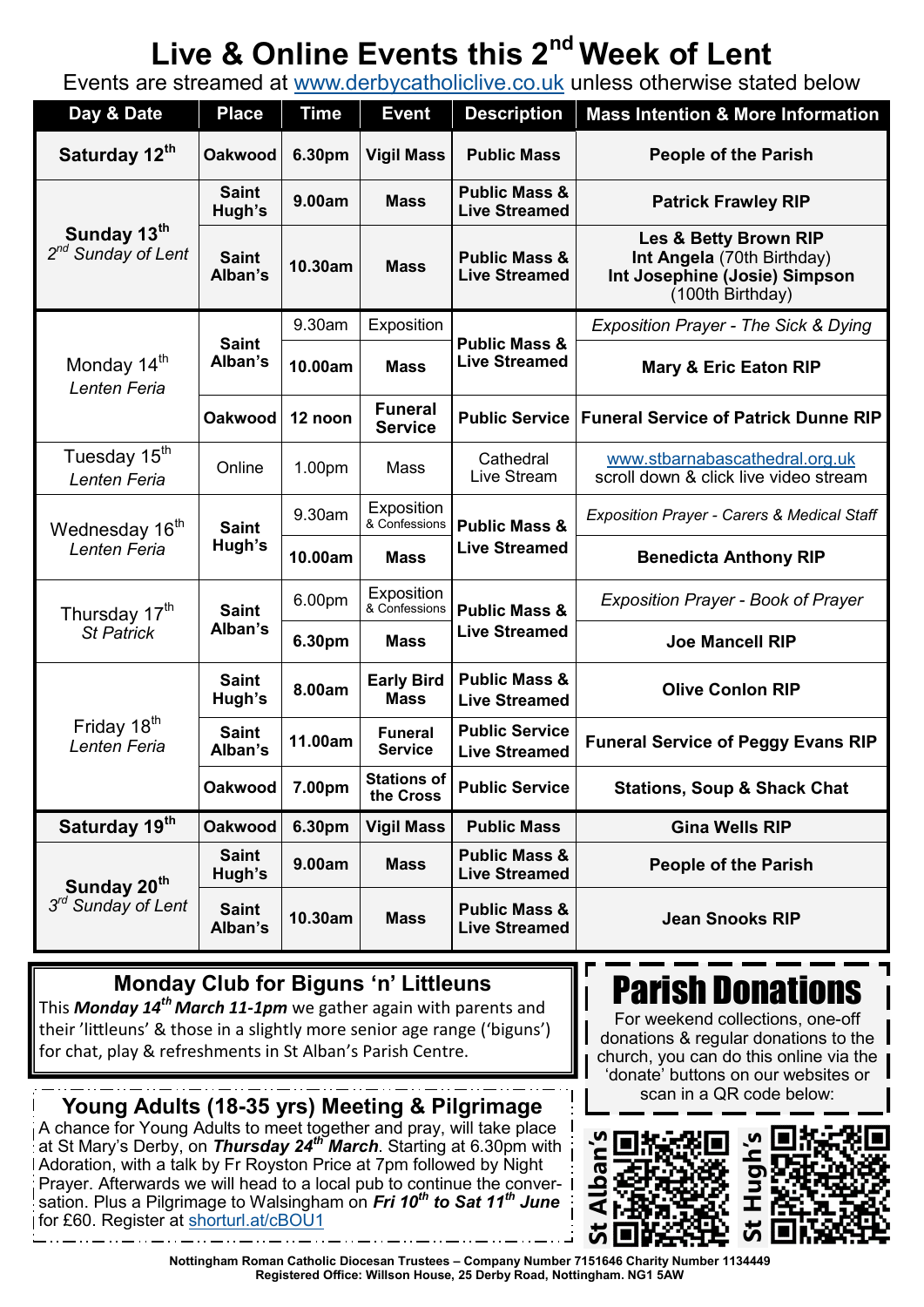# Live & Online Events this 2nd Week of Lent

Events are streamed at www.derbycatholiclive.co.uk unless otherwise stated below

| Day & Date | Place | Time | Event | Description | Mass Intention & More Information |
|---|---|---|---|---|---|
| **Saturday 12th** | **Oakwood** | **6.30pm** | **Vigil Mass** | **Public Mass** | **People of the Parish** |
| **Sunday 13th** *2nd Sunday of Lent* | **Saint Hugh's** | **9.00am** | **Mass** | **Public Mass & Live Streamed** | **Patrick Frawley RIP** |
| | **Saint Alban's** | **10.30am** | **Mass** | **Public Mass & Live Streamed** | **Les & Betty Brown RIP** **Int Angela** (70th Birthday) **Int Josephine (Josie) Simpson** (100th Birthday) |
| Monday 14th *Lenten Feria* | Saint Alban's | 9.30am | Exposition | **Public Mass & Live Streamed** | *Exposition Prayer - The Sick & Dying* |
| | **Saint Alban's** | **10.00am** | **Mass** | | **Mary & Eric Eaton RIP** |
| | **Oakwood** | **12 noon** | **Funeral Service** | **Public Service** | **Funeral Service of Patrick Dunne RIP** |
| Tuesday 15th *Lenten Feria* | Online | 1.00pm | Mass | Cathedral Live Stream | www.stbarnabascathedral.org.uk scroll down & click live video stream |
| Wednesday 16th *Lenten Feria* | Saint Hugh's | 9.30am | Exposition & Confessions | **Public Mass & Live Streamed** | *Exposition Prayer - Carers & Medical Staff* |
| | **Saint Hugh's** | **10.00am** | **Mass** | | **Benedicta Anthony RIP** |
| Thursday 17th *St Patrick* | Saint Alban's | 6.00pm | Exposition & Confessions | **Public Mass & Live Streamed** | *Exposition Prayer - Book of Prayer* |
| | **Saint Alban's** | **6.30pm** | **Mass** | | **Joe Mancell RIP** |
| Friday 18th *Lenten Feria* | **Saint Hugh's** | **8.00am** | **Early Bird Mass** | **Public Mass & Live Streamed** | **Olive Conlon RIP** |
| | **Saint Alban's** | **11.00am** | **Funeral Service** | **Public Service Live Streamed** | **Funeral Service of Peggy Evans RIP** |
| | **Oakwood** | **7.00pm** | **Stations of the Cross** | **Public Service** | **Stations, Soup & Shack Chat** |
| **Saturday 19th** | **Oakwood** | **6.30pm** | **Vigil Mass** | **Public Mass** | **Gina Wells RIP** |
| **Sunday 20th** *3rd Sunday of Lent* | **Saint Hugh's** | **9.00am** | **Mass** | **Public Mass & Live Streamed** | **People of the Parish** |
| | **Saint Alban's** | **10.30am** | **Mass** | **Public Mass & Live Streamed** | **Jean Snooks RIP** |

## Monday Club for Biguns 'n' Littleuns

This ***Monday 14th March 11-1pm*** we gather again with parents and their 'littleuns' & those in a slightly more senior age range ('biguns') for chat, play & refreshments in St Alban's Parish Centre.

## Young Adults (18-35 yrs) Meeting & Pilgrimage

A chance for Young Adults to meet together and pray, will take place at St Mary's Derby, on ***Thursday 24th March***. Starting at 6.30pm with Adoration, with a talk by Fr Royston Price at 7pm followed by Night Prayer. Afterwards we will head to a local pub to continue the conversation. Plus a Pilgrimage to Walsingham on ***Fri 10th to Sat 11th June*** for £60. Register at shorturl.at/cBOU1

## Parish Donations

For weekend collections, one-off donations & regular donations to the church, you can do this online via the 'donate' buttons on our websites or scan in a QR code below:

St Alban's

St Hugh's

Nottingham Roman Catholic Diocesan Trustees – Company Number 7151646 Charity Number 1134449
Registered Office: Willson House, 25 Derby Road, Nottingham. NG1 5AW